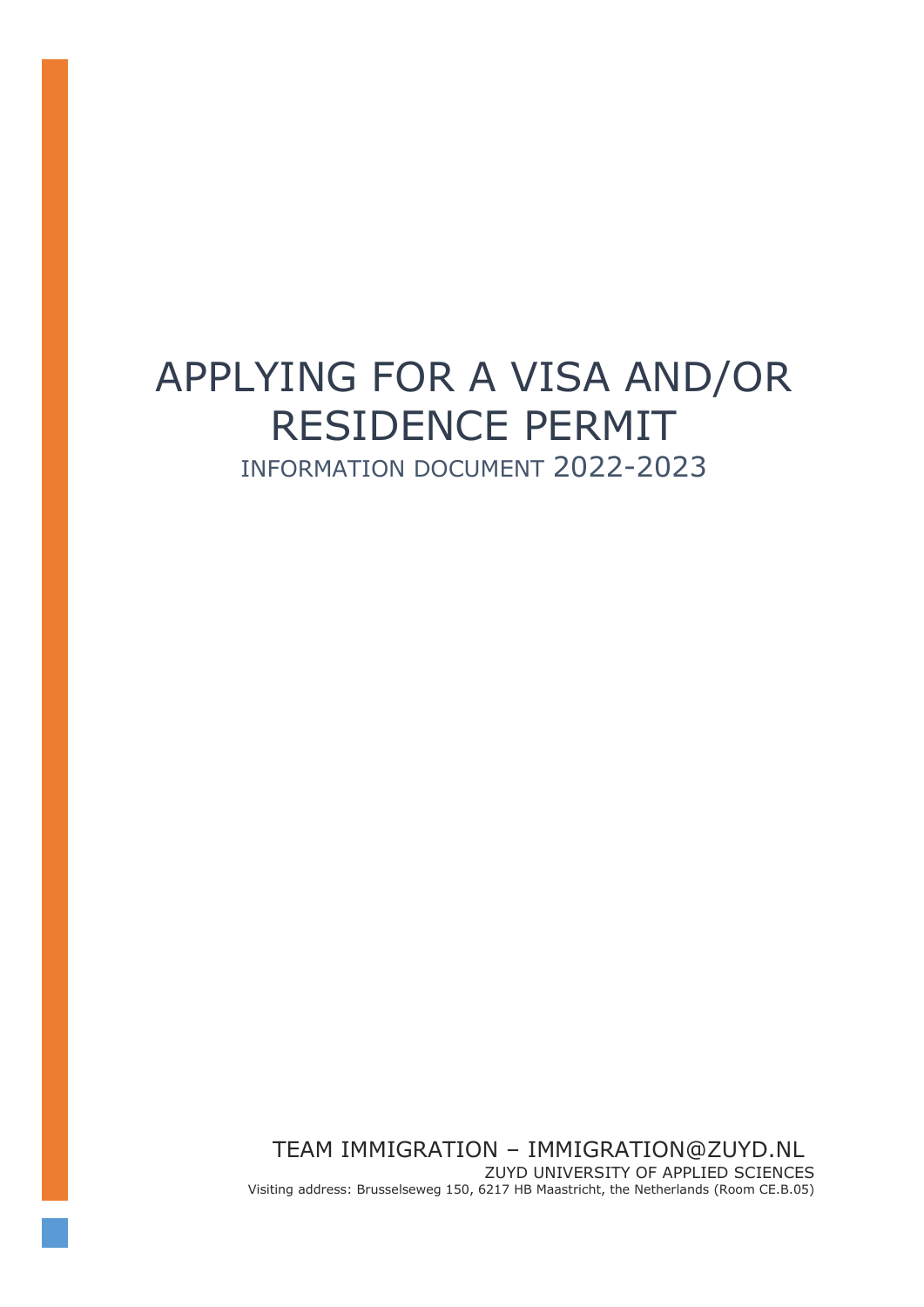# APPLYING FOR A VISA AND/OR RESIDENCE PERMIT

## INFORMATION DOCUMENT 2022-2023

TEAM IMMIGRATION – IMMIGRATION@ZUYD.NL

ZUYD UNIVERSITY OF APPLIED SCIENCES

Visiting address: Brusselseweg 150, 6217 HB Maastricht, the Netherlands (Room CE.B.05)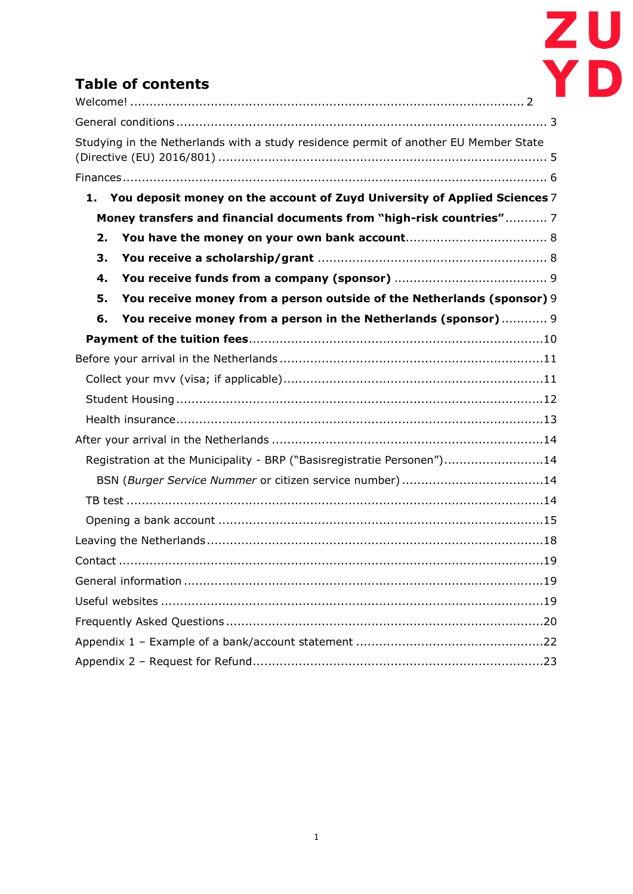## Table of contents

Welcome! .......... 2

General conditions .......... 3

Studying in the Netherlands with a study residence permit of another EU Member State (Directive (EU) 2016/801) .......... 5

Finances .......... 6

- **1. You deposit money on the account of Zuyd University of Applied Sciences** 7
  - **Money transfers and financial documents from "high-risk countries"** .......... 7
  - **2. You have the money on your own bank account** .......... 8
  - **3. You receive a scholarship/grant** .......... 8
  - **4. You receive funds from a company (sponsor)** .......... 9
  - **5. You receive money from a person outside of the Netherlands (sponsor)** 9
  - **6. You receive money from a person in the Netherlands (sponsor)** .......... 9
- **Payment of the tuition fees** .......... 10

Before your arrival in the Netherlands .......... 11

- Collect your mvv (visa; if applicable) .......... 11
- Student Housing .......... 12
- Health insurance .......... 13

After your arrival in the Netherlands .......... 14

- Registration at the Municipality - BRP ("Basisregistratie Personen") .......... 14
  - BSN (*Burger Service Nummer* or citizen service number) .......... 14
- TB test .......... 14
- Opening a bank account .......... 15

Leaving the Netherlands .......... 18

Contact .......... 19

General information .......... 19

Useful websites .......... 19

Frequently Asked Questions .......... 20

Appendix 1 – Example of a bank/account statement .......... 22

Appendix 2 – Request for Refund .......... 23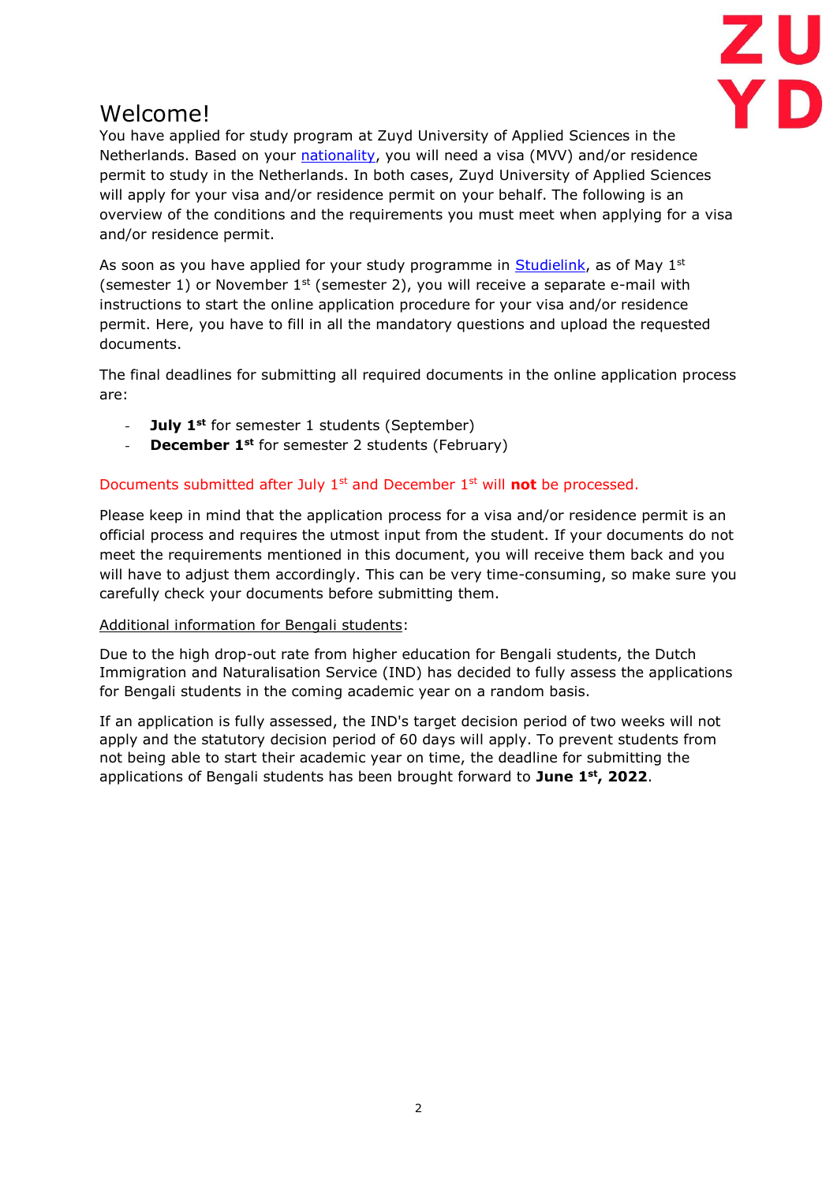# Welcome!

You have applied for study program at Zuyd University of Applied Sciences in the Netherlands. Based on your nationality, you will need a visa (MVV) and/or residence permit to study in the Netherlands. In both cases, Zuyd University of Applied Sciences will apply for your visa and/or residence permit on your behalf. The following is an overview of the conditions and the requirements you must meet when applying for a visa and/or residence permit.

As soon as you have applied for your study programme in Studielink, as of May 1st (semester 1) or November 1st (semester 2), you will receive a separate e-mail with instructions to start the online application procedure for your visa and/or residence permit. Here, you have to fill in all the mandatory questions and upload the requested documents.

The final deadlines for submitting all required documents in the online application process are:

- **July 1st** for semester 1 students (September)
- **December 1st** for semester 2 students (February)

Documents submitted after July 1st and December 1st will **not** be processed.

Please keep in mind that the application process for a visa and/or residence permit is an official process and requires the utmost input from the student. If your documents do not meet the requirements mentioned in this document, you will receive them back and you will have to adjust them accordingly. This can be very time-consuming, so make sure you carefully check your documents before submitting them.

Additional information for Bengali students:

Due to the high drop-out rate from higher education for Bengali students, the Dutch Immigration and Naturalisation Service (IND) has decided to fully assess the applications for Bengali students in the coming academic year on a random basis.

If an application is fully assessed, the IND's target decision period of two weeks will not apply and the statutory decision period of 60 days will apply. To prevent students from not being able to start their academic year on time, the deadline for submitting the applications of Bengali students has been brought forward to **June 1st, 2022**.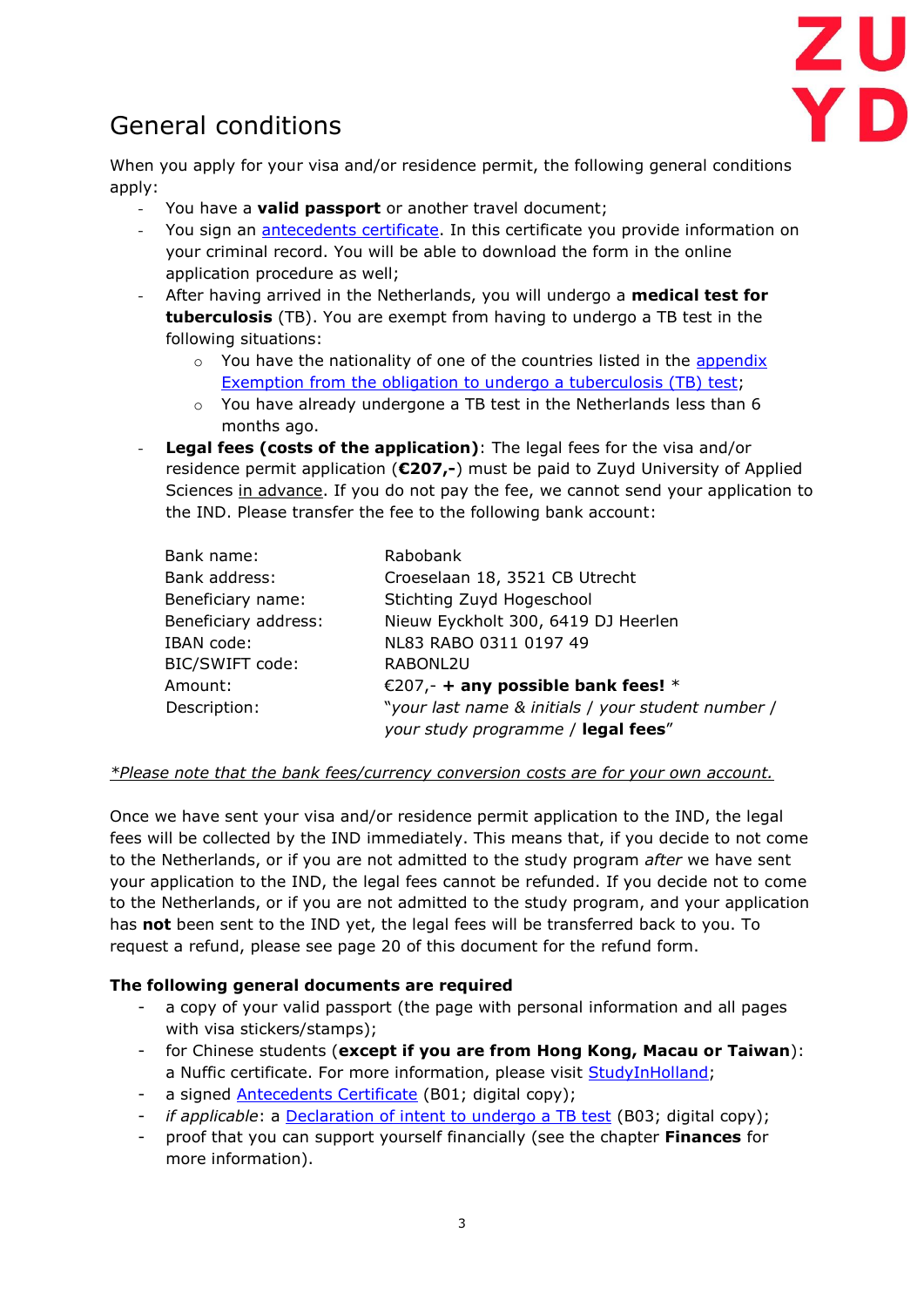## General conditions

When you apply for your visa and/or residence permit, the following general conditions apply:

- You have a **valid passport** or another travel document;
- You sign an antecedents certificate. In this certificate you provide information on your criminal record. You will be able to download the form in the online application procedure as well;
- After having arrived in the Netherlands, you will undergo a **medical test for tuberculosis** (TB). You are exempt from having to undergo a TB test in the following situations:
  - You have the nationality of one of the countries listed in the appendix Exemption from the obligation to undergo a tuberculosis (TB) test;
  - You have already undergone a TB test in the Netherlands less than 6 months ago.
- **Legal fees (costs of the application)**: The legal fees for the visa and/or residence permit application (**€207,-**) must be paid to Zuyd University of Applied Sciences in advance. If you do not pay the fee, we cannot send your application to the IND. Please transfer the fee to the following bank account:

| | |
|---|---|
| Bank name: | Rabobank |
| Bank address: | Croeselaan 18, 3521 CB Utrecht |
| Beneficiary name: | Stichting Zuyd Hogeschool |
| Beneficiary address: | Nieuw Eyckholt 300, 6419 DJ Heerlen |
| IBAN code: | NL83 RABO 0311 0197 49 |
| BIC/SWIFT code: | RABONL2U |
| Amount: | €207,- **+ any possible bank fees!** * |
| Description: | "*your last name & initials / your student number / your study programme* / **legal fees**" |

*\*Please note that the bank fees/currency conversion costs are for your own account.*

Once we have sent your visa and/or residence permit application to the IND, the legal fees will be collected by the IND immediately. This means that, if you decide to not come to the Netherlands, or if you are not admitted to the study program *after* we have sent your application to the IND, the legal fees cannot be refunded. If you decide not to come to the Netherlands, or if you are not admitted to the study program, and your application has **not** been sent to the IND yet, the legal fees will be transferred back to you. To request a refund, please see page 20 of this document for the refund form.

**The following general documents are required**

- a copy of your valid passport (the page with personal information and all pages with visa stickers/stamps);
- for Chinese students (**except if you are from Hong Kong, Macau or Taiwan**): a Nuffic certificate. For more information, please visit StudyInHolland;
- a signed Antecedents Certificate (B01; digital copy);
- *if applicable*: a Declaration of intent to undergo a TB test (B03; digital copy);
- proof that you can support yourself financially (see the chapter **Finances** for more information).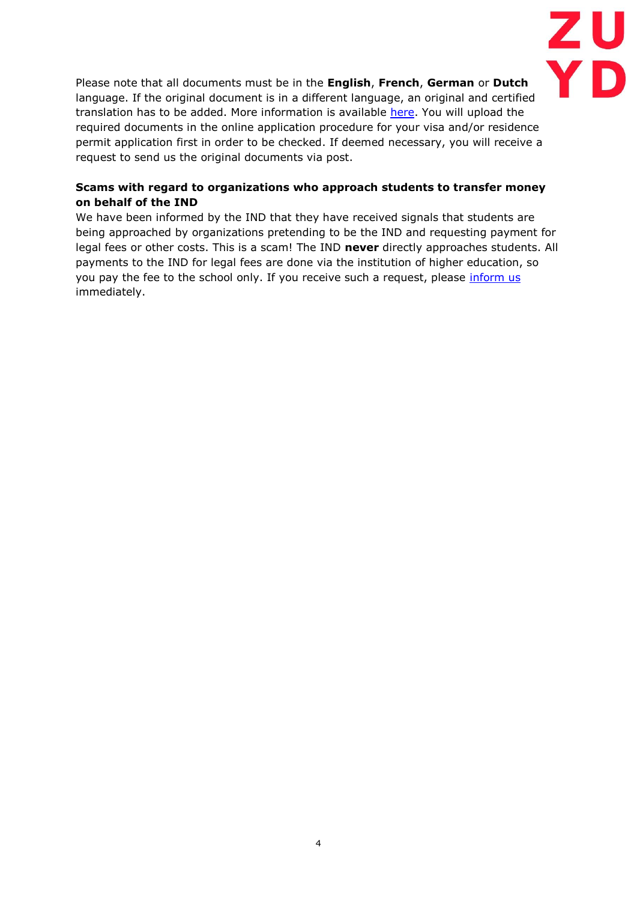Please note that all documents must be in the **English**, **French**, **German** or **Dutch** language. If the original document is in a different language, an original and certified translation has to be added. More information is available here. You will upload the required documents in the online application procedure for your visa and/or residence permit application first in order to be checked. If deemed necessary, you will receive a request to send us the original documents via post.

**Scams with regard to organizations who approach students to transfer money on behalf of the IND**

We have been informed by the IND that they have received signals that students are being approached by organizations pretending to be the IND and requesting payment for legal fees or other costs. This is a scam! The IND **never** directly approaches students. All payments to the IND for legal fees are done via the institution of higher education, so you pay the fee to the school only. If you receive such a request, please inform us immediately.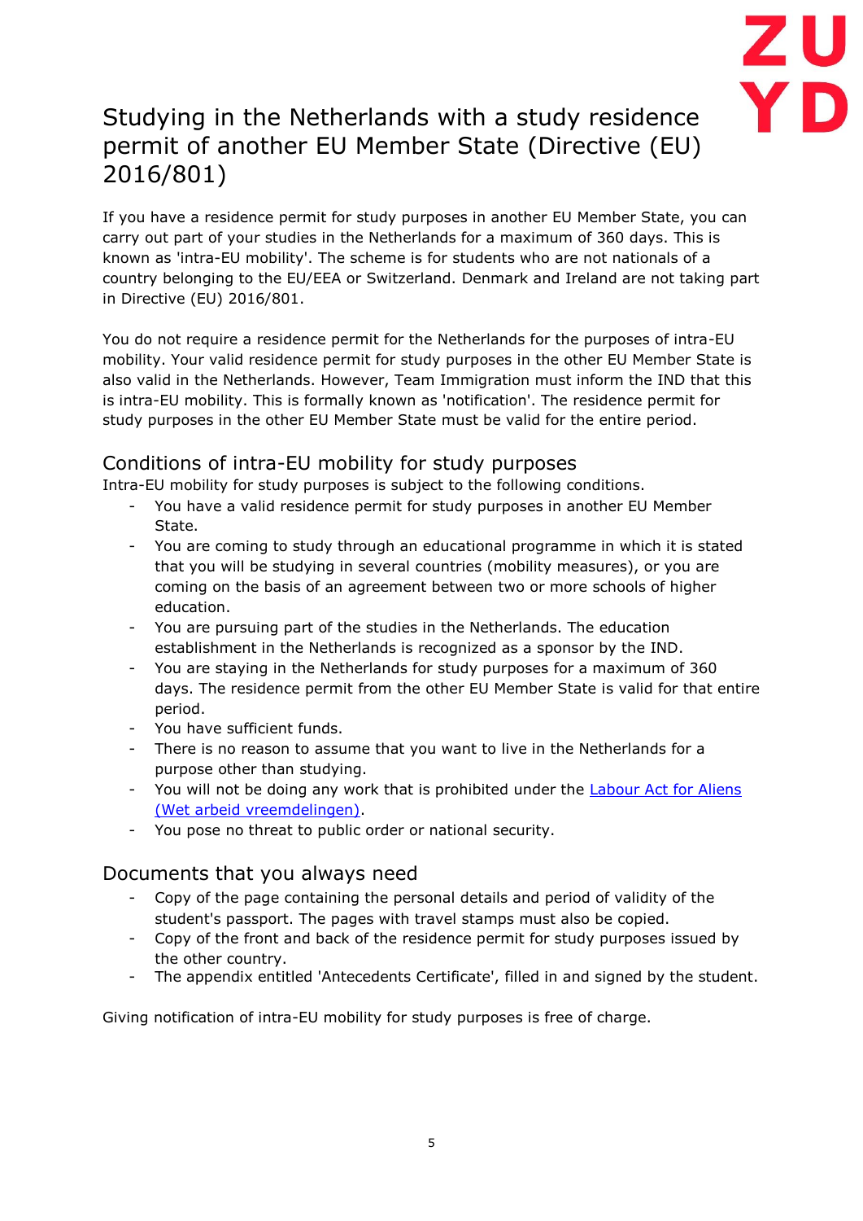# Studying in the Netherlands with a study residence permit of another EU Member State (Directive (EU) 2016/801)

If you have a residence permit for study purposes in another EU Member State, you can carry out part of your studies in the Netherlands for a maximum of 360 days. This is known as 'intra-EU mobility'. The scheme is for students who are not nationals of a country belonging to the EU/EEA or Switzerland. Denmark and Ireland are not taking part in Directive (EU) 2016/801.

You do not require a residence permit for the Netherlands for the purposes of intra-EU mobility. Your valid residence permit for study purposes in the other EU Member State is also valid in the Netherlands. However, Team Immigration must inform the IND that this is intra-EU mobility. This is formally known as 'notification'. The residence permit for study purposes in the other EU Member State must be valid for the entire period.

## Conditions of intra-EU mobility for study purposes

Intra-EU mobility for study purposes is subject to the following conditions.

- You have a valid residence permit for study purposes in another EU Member State.
- You are coming to study through an educational programme in which it is stated that you will be studying in several countries (mobility measures), or you are coming on the basis of an agreement between two or more schools of higher education.
- You are pursuing part of the studies in the Netherlands. The education establishment in the Netherlands is recognized as a sponsor by the IND.
- You are staying in the Netherlands for study purposes for a maximum of 360 days. The residence permit from the other EU Member State is valid for that entire period.
- You have sufficient funds.
- There is no reason to assume that you want to live in the Netherlands for a purpose other than studying.
- You will not be doing any work that is prohibited under the Labour Act for Aliens (Wet arbeid vreemdelingen).
- You pose no threat to public order or national security.

## Documents that you always need

- Copy of the page containing the personal details and period of validity of the student's passport. The pages with travel stamps must also be copied.
- Copy of the front and back of the residence permit for study purposes issued by the other country.
- The appendix entitled 'Antecedents Certificate', filled in and signed by the student.

Giving notification of intra-EU mobility for study purposes is free of charge.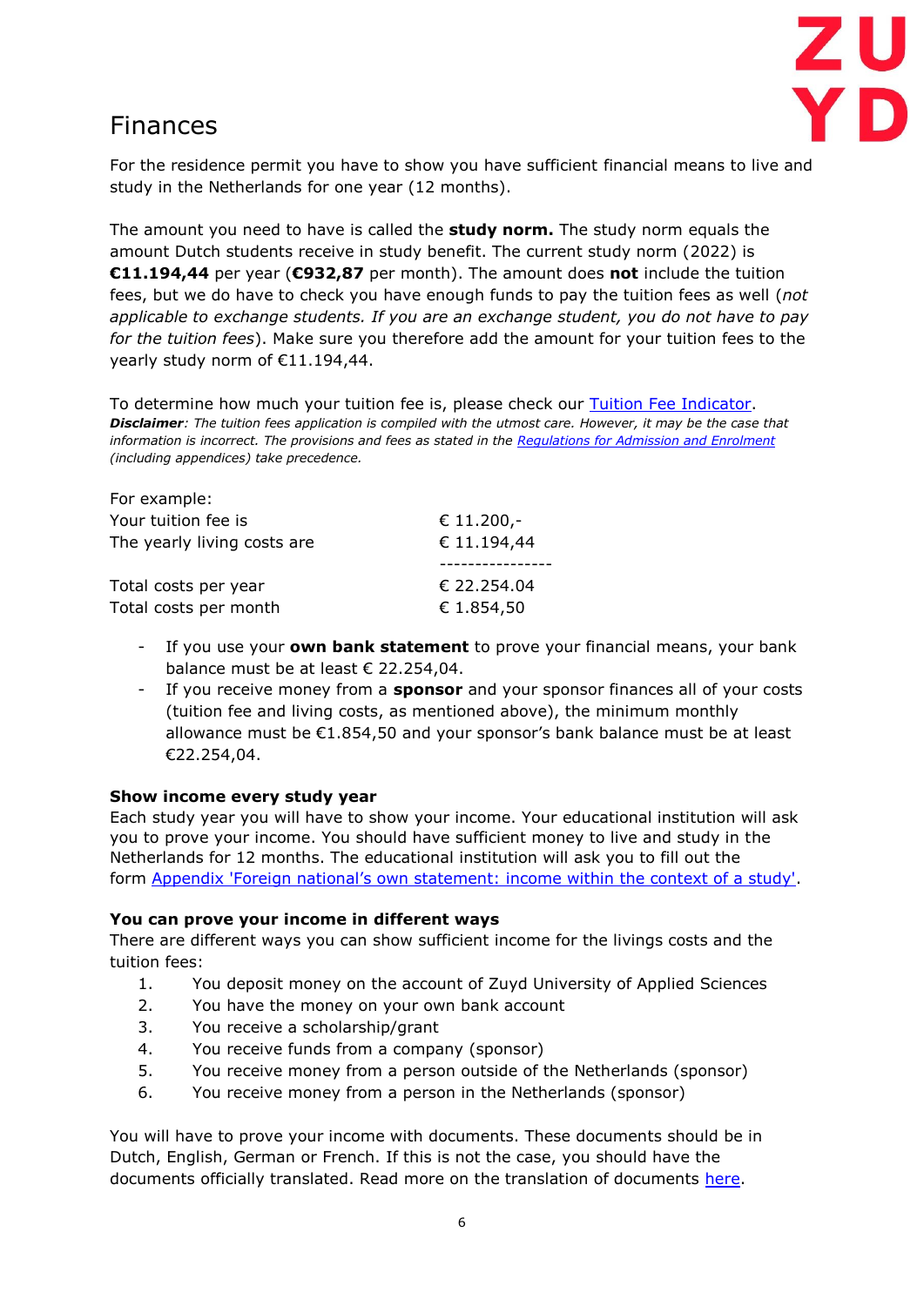# Finances

For the residence permit you have to show you have sufficient financial means to live and study in the Netherlands for one year (12 months).

The amount you need to have is called the **study norm.** The study norm equals the amount Dutch students receive in study benefit. The current study norm (2022) is **€11.194,44** per year (**€932,87** per month). The amount does **not** include the tuition fees, but we do have to check you have enough funds to pay the tuition fees as well (*not applicable to exchange students. If you are an exchange student, you do not have to pay for the tuition fees*). Make sure you therefore add the amount for your tuition fees to the yearly study norm of €11.194,44.

To determine how much your tuition fee is, please check our [Tuition Fee Indicator](#).
***Disclaimer****: The tuition fees application is compiled with the utmost care. However, it may be the case that information is incorrect. The provisions and fees as stated in the [Regulations for Admission and Enrolment](#) (including appendices) take precedence.*

For example:

| | |
|---|---|
| Your tuition fee is | € 11.200,- |
| The yearly living costs are | € 11.194,44 |
| | ---------------- |
| Total costs per year | € 22.254.04 |
| Total costs per month | € 1.854,50 |

- If you use your **own bank statement** to prove your financial means, your bank balance must be at least € 22.254,04.
- If you receive money from a **sponsor** and your sponsor finances all of your costs (tuition fee and living costs, as mentioned above), the minimum monthly allowance must be €1.854,50 and your sponsor's bank balance must be at least €22.254,04.

**Show income every study year**
Each study year you will have to show your income. Your educational institution will ask you to prove your income. You should have sufficient money to live and study in the Netherlands for 12 months. The educational institution will ask you to fill out the form [Appendix 'Foreign national's own statement: income within the context of a study'](#).

**You can prove your income in different ways**
There are different ways you can show sufficient income for the livings costs and the tuition fees:

1. You deposit money on the account of Zuyd University of Applied Sciences
2. You have the money on your own bank account
3. You receive a scholarship/grant
4. You receive funds from a company (sponsor)
5. You receive money from a person outside of the Netherlands (sponsor)
6. You receive money from a person in the Netherlands (sponsor)

You will have to prove your income with documents. These documents should be in Dutch, English, German or French. If this is not the case, you should have the documents officially translated. Read more on the translation of documents [here](#).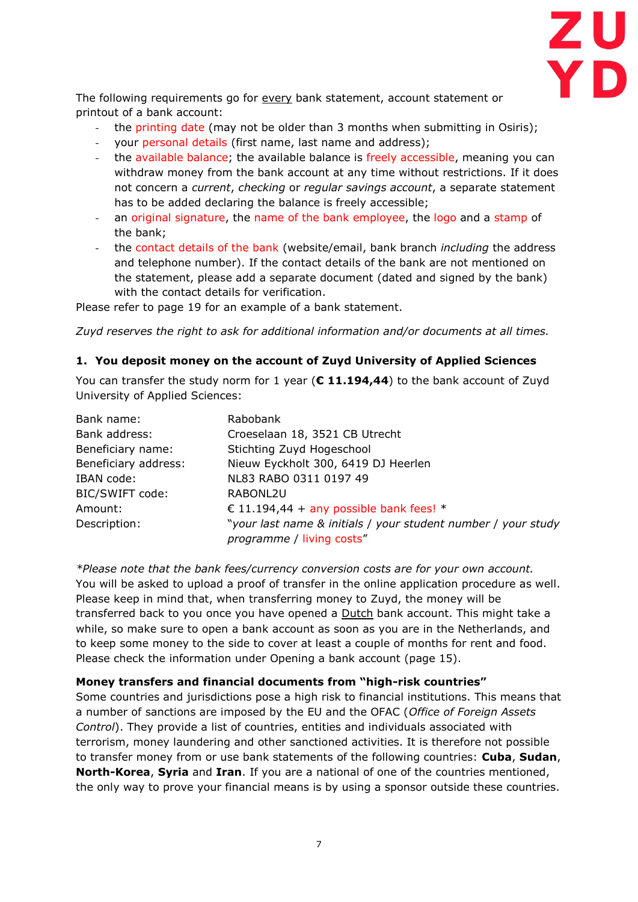The following requirements go for every bank statement, account statement or printout of a bank account:

- the printing date (may not be older than 3 months when submitting in Osiris);
- your personal details (first name, last name and address);
- the available balance; the available balance is freely accessible, meaning you can withdraw money from the bank account at any time without restrictions. If it does not concern a *current*, *checking* or *regular savings account*, a separate statement has to be added declaring the balance is freely accessible;
- an original signature, the name of the bank employee, the logo and a stamp of the bank;
- the contact details of the bank (website/email, bank branch *including* the address and telephone number). If the contact details of the bank are not mentioned on the statement, please add a separate document (dated and signed by the bank) with the contact details for verification.

Please refer to page 19 for an example of a bank statement.

*Zuyd reserves the right to ask for additional information and/or documents at all times.*

### 1. You deposit money on the account of Zuyd University of Applied Sciences

You can transfer the study norm for 1 year (**€ 11.194,44**) to the bank account of Zuyd University of Applied Sciences:

| | |
|---|---|
| Bank name: | Rabobank |
| Bank address: | Croeselaan 18, 3521 CB Utrecht |
| Beneficiary name: | Stichting Zuyd Hogeschool |
| Beneficiary address: | Nieuw Eyckholt 300, 6419 DJ Heerlen |
| IBAN code: | NL83 RABO 0311 0197 49 |
| BIC/SWIFT code: | RABONL2U |
| Amount: | € 11.194,44 + any possible bank fees! * |
| Description: | "*your last name & initials* / *your student number* / *your study programme* / living costs" |

*\*Please note that the bank fees/currency conversion costs are for your own account.*

You will be asked to upload a proof of transfer in the online application procedure as well. Please keep in mind that, when transferring money to Zuyd, the money will be transferred back to you once you have opened a Dutch bank account. This might take a while, so make sure to open a bank account as soon as you are in the Netherlands, and to keep some money to the side to cover at least a couple of months for rent and food. Please check the information under Opening a bank account (page 15).

#### Money transfers and financial documents from "high-risk countries"

Some countries and jurisdictions pose a high risk to financial institutions. This means that a number of sanctions are imposed by the EU and the OFAC (*Office of Foreign Assets Control*). They provide a list of countries, entities and individuals associated with terrorism, money laundering and other sanctioned activities. It is therefore not possible to transfer money from or use bank statements of the following countries: **Cuba**, **Sudan**, **North-Korea**, **Syria** and **Iran**. If you are a national of one of the countries mentioned, the only way to prove your financial means is by using a sponsor outside these countries.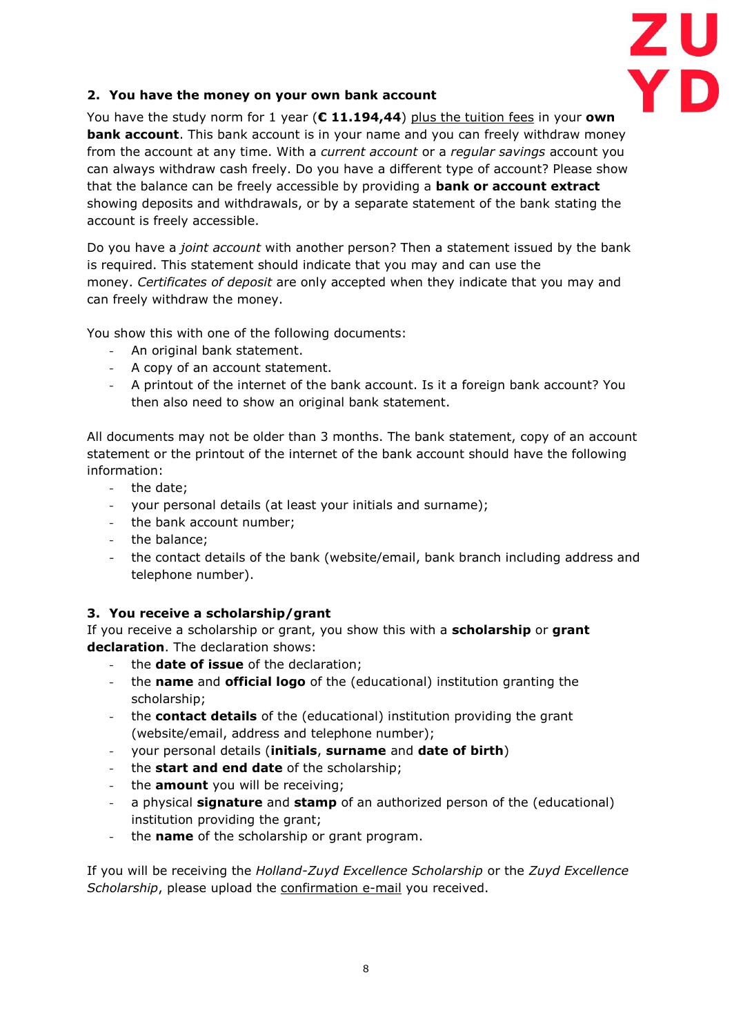## 2. You have the money on your own bank account

You have the study norm for 1 year (**€ 11.194,44**) plus the tuition fees in your **own bank account**. This bank account is in your name and you can freely withdraw money from the account at any time. With a *current account* or a *regular savings* account you can always withdraw cash freely. Do you have a different type of account? Please show that the balance can be freely accessible by providing a **bank or account extract** showing deposits and withdrawals, or by a separate statement of the bank stating the account is freely accessible.

Do you have a *joint account* with another person? Then a statement issued by the bank is required. This statement should indicate that you may and can use the money. *Certificates of deposit* are only accepted when they indicate that you may and can freely withdraw the money.

You show this with one of the following documents:

- An original bank statement.
- A copy of an account statement.
- A printout of the internet of the bank account. Is it a foreign bank account? You then also need to show an original bank statement.

All documents may not be older than 3 months. The bank statement, copy of an account statement or the printout of the internet of the bank account should have the following information:

- the date;
- your personal details (at least your initials and surname);
- the bank account number;
- the balance;
- the contact details of the bank (website/email, bank branch including address and telephone number).

## 3. You receive a scholarship/grant

If you receive a scholarship or grant, you show this with a **scholarship** or **grant declaration**. The declaration shows:

- the **date of issue** of the declaration;
- the **name** and **official logo** of the (educational) institution granting the scholarship;
- the **contact details** of the (educational) institution providing the grant (website/email, address and telephone number);
- your personal details (**initials**, **surname** and **date of birth**)
- the **start and end date** of the scholarship;
- the **amount** you will be receiving;
- a physical **signature** and **stamp** of an authorized person of the (educational) institution providing the grant;
- the **name** of the scholarship or grant program.

If you will be receiving the *Holland-Zuyd Excellence Scholarship* or the *Zuyd Excellence Scholarship*, please upload the confirmation e-mail you received.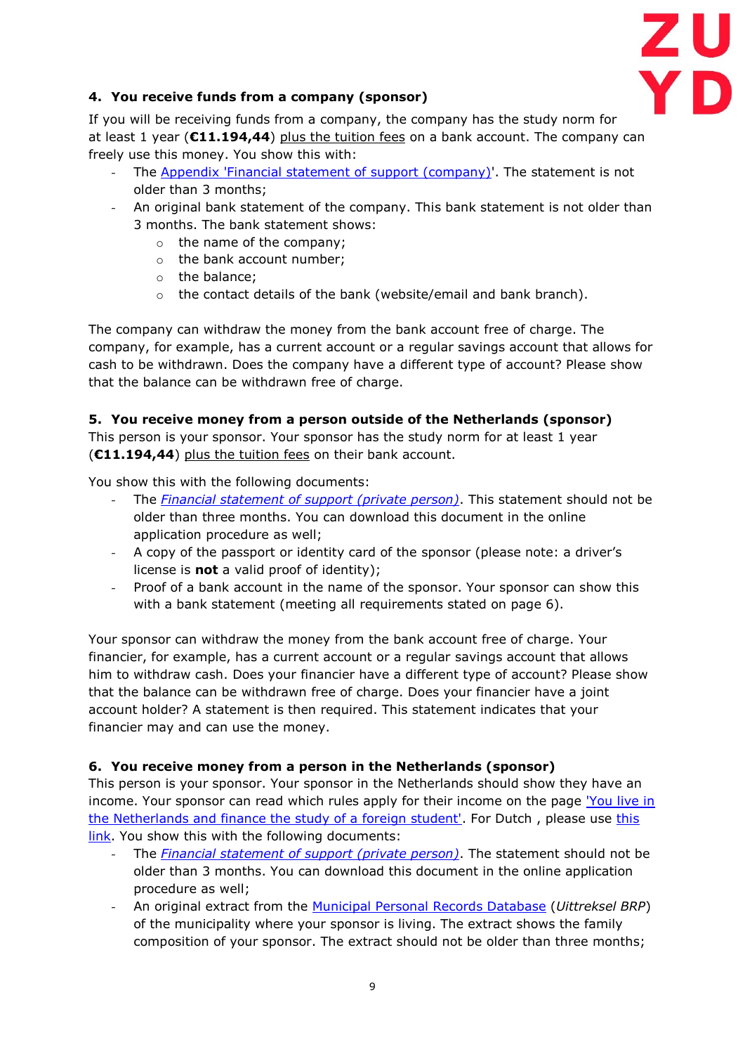#### 4. You receive funds from a company (sponsor)

If you will be receiving funds from a company, the company has the study norm for at least 1 year (**€11.194,44**) plus the tuition fees on a bank account. The company can freely use this money. You show this with:

- The Appendix 'Financial statement of support (company)'. The statement is not older than 3 months;
- An original bank statement of the company. This bank statement is not older than 3 months. The bank statement shows:
  - the name of the company;
  - the bank account number;
  - the balance;
  - the contact details of the bank (website/email and bank branch).

The company can withdraw the money from the bank account free of charge. The company, for example, has a current account or a regular savings account that allows for cash to be withdrawn. Does the company have a different type of account? Please show that the balance can be withdrawn free of charge.

#### 5. You receive money from a person outside of the Netherlands (sponsor)

This person is your sponsor. Your sponsor has the study norm for at least 1 year (**€11.194,44**) plus the tuition fees on their bank account.

You show this with the following documents:

- The *Financial statement of support (private person)*. This statement should not be older than three months. You can download this document in the online application procedure as well;
- A copy of the passport or identity card of the sponsor (please note: a driver's license is **not** a valid proof of identity);
- Proof of a bank account in the name of the sponsor. Your sponsor can show this with a bank statement (meeting all requirements stated on page 6).

Your sponsor can withdraw the money from the bank account free of charge. Your financier, for example, has a current account or a regular savings account that allows him to withdraw cash. Does your financier have a different type of account? Please show that the balance can be withdrawn free of charge. Does your financier have a joint account holder? A statement is then required. This statement indicates that your financier may and can use the money.

#### 6. You receive money from a person in the Netherlands (sponsor)

This person is your sponsor. Your sponsor in the Netherlands should show they have an income. Your sponsor can read which rules apply for their income on the page 'You live in the Netherlands and finance the study of a foreign student'. For Dutch , please use this link. You show this with the following documents:

- The *Financial statement of support (private person)*. The statement should not be older than 3 months. You can download this document in the online application procedure as well;
- An original extract from the Municipal Personal Records Database (*Uittreksel BRP*) of the municipality where your sponsor is living. The extract shows the family composition of your sponsor. The extract should not be older than three months;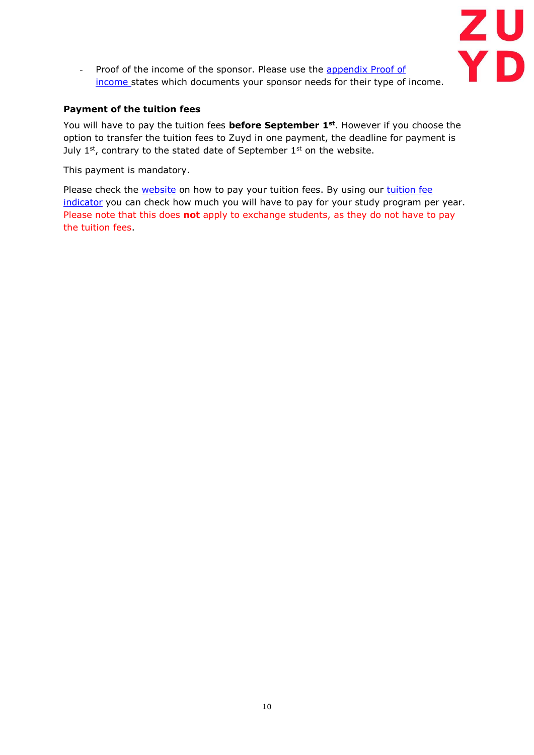- Proof of the income of the sponsor. Please use the appendix Proof of income states which documents your sponsor needs for their type of income.

**Payment of the tuition fees**

You will have to pay the tuition fees **before September 1st**. However if you choose the option to transfer the tuition fees to Zuyd in one payment, the deadline for payment is July 1st, contrary to the stated date of September 1st on the website.

This payment is mandatory.

Please check the website on how to pay your tuition fees. By using our tuition fee indicator you can check how much you will have to pay for your study program per year. Please note that this does **not** apply to exchange students, as they do not have to pay the tuition fees.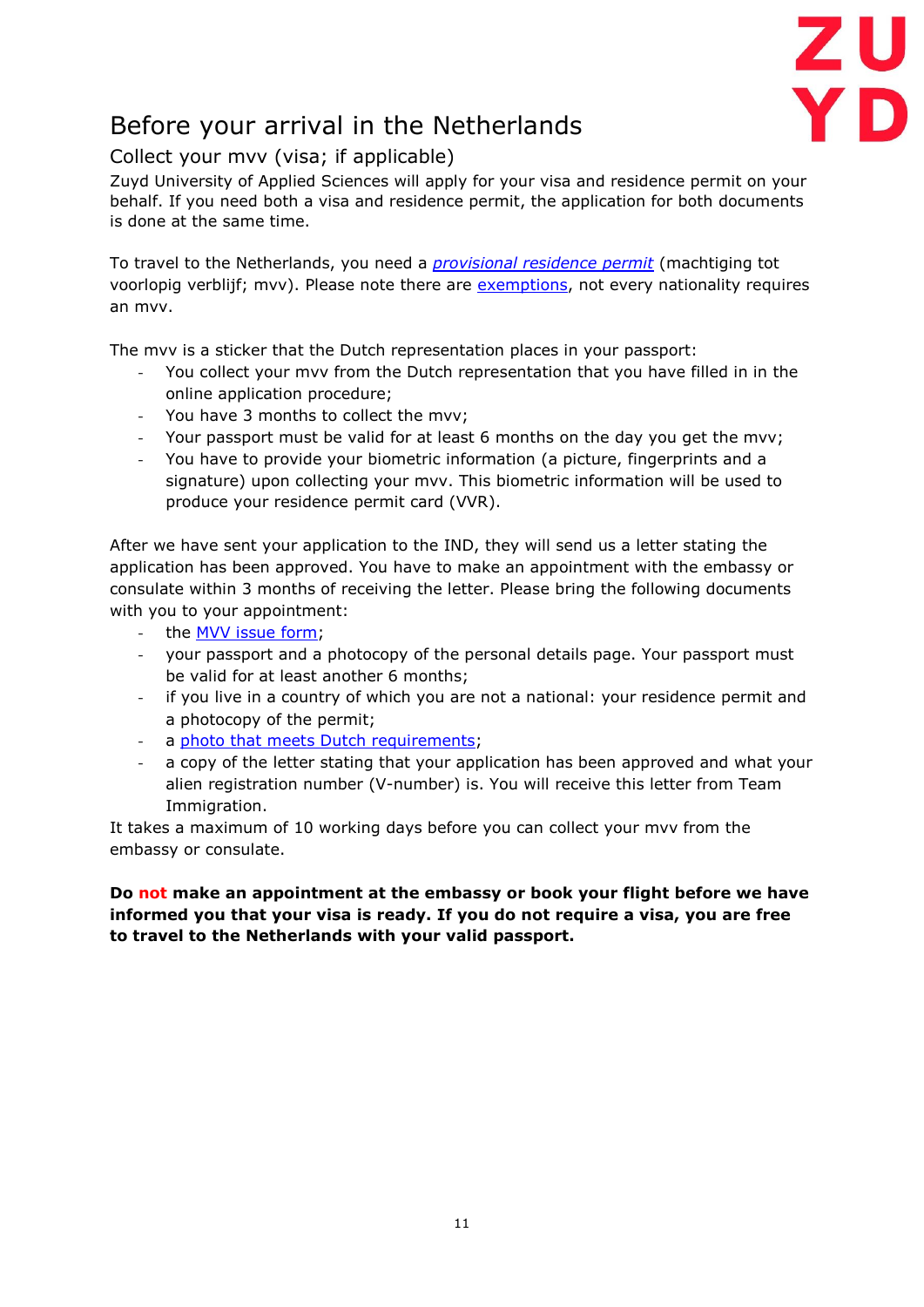# Before your arrival in the Netherlands

## Collect your mvv (visa; if applicable)

Zuyd University of Applied Sciences will apply for your visa and residence permit on your behalf. If you need both a visa and residence permit, the application for both documents is done at the same time.

To travel to the Netherlands, you need a *provisional residence permit* (machtiging tot voorlopig verblijf; mvv). Please note there are exemptions, not every nationality requires an mvv.

The mvv is a sticker that the Dutch representation places in your passport:

- You collect your mvv from the Dutch representation that you have filled in in the online application procedure;
- You have 3 months to collect the mvv;
- Your passport must be valid for at least 6 months on the day you get the mvv;
- You have to provide your biometric information (a picture, fingerprints and a signature) upon collecting your mvv. This biometric information will be used to produce your residence permit card (VVR).

After we have sent your application to the IND, they will send us a letter stating the application has been approved. You have to make an appointment with the embassy or consulate within 3 months of receiving the letter. Please bring the following documents with you to your appointment:

- the MVV issue form;
- your passport and a photocopy of the personal details page. Your passport must be valid for at least another 6 months;
- if you live in a country of which you are not a national: your residence permit and a photocopy of the permit;
- a photo that meets Dutch requirements;
- a copy of the letter stating that your application has been approved and what your alien registration number (V-number) is. You will receive this letter from Team Immigration.

It takes a maximum of 10 working days before you can collect your mvv from the embassy or consulate.

**Do not make an appointment at the embassy or book your flight before we have informed you that your visa is ready. If you do not require a visa, you are free to travel to the Netherlands with your valid passport.**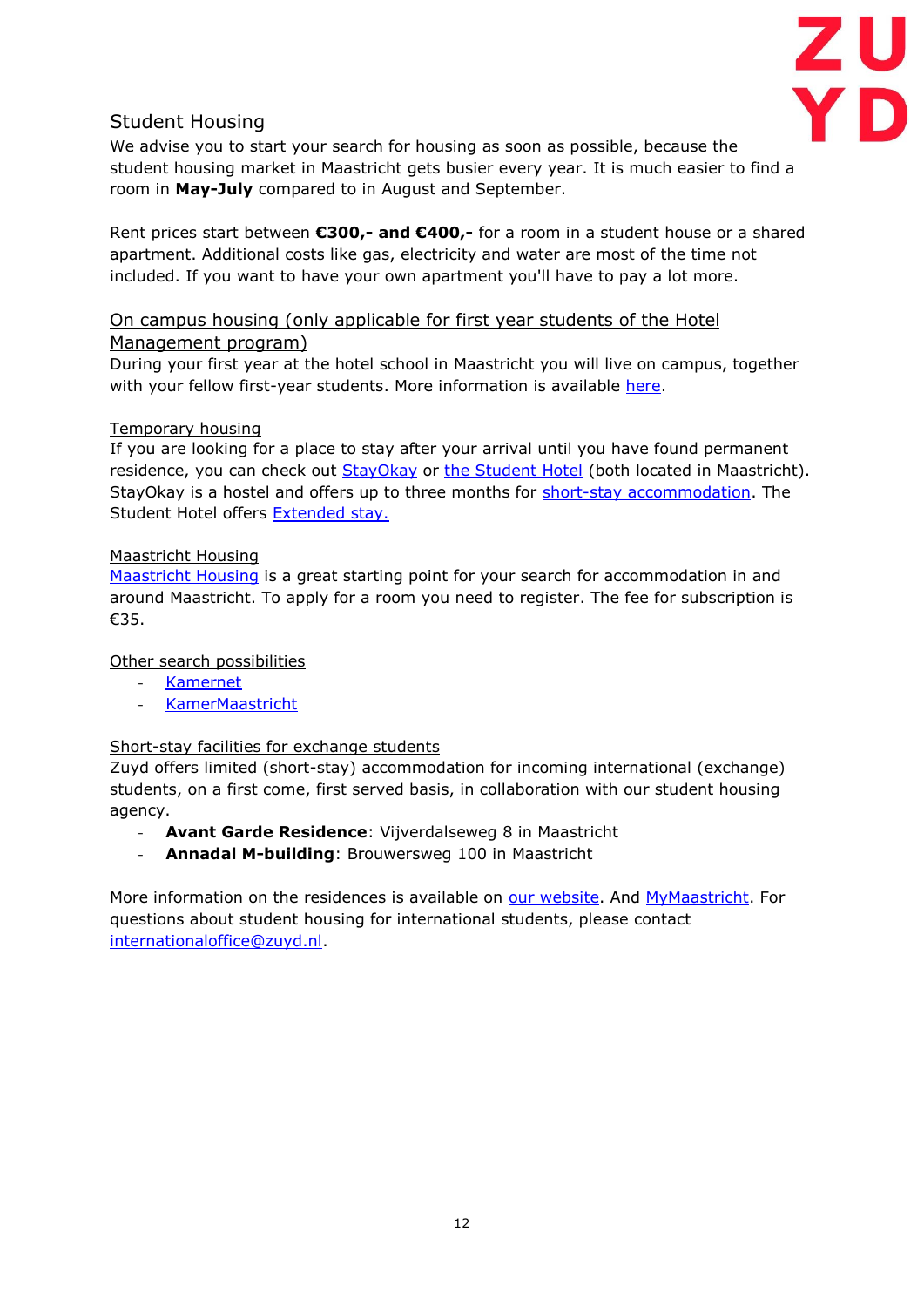## Student Housing

We advise you to start your search for housing as soon as possible, because the student housing market in Maastricht gets busier every year. It is much easier to find a room in **May-July** compared to in August and September.

Rent prices start between **€300,- and €400,-** for a room in a student house or a shared apartment. Additional costs like gas, electricity and water are most of the time not included. If you want to have your own apartment you'll have to pay a lot more.

### On campus housing (only applicable for first year students of the Hotel Management program)

During your first year at the hotel school in Maastricht you will live on campus, together with your fellow first-year students. More information is available here.

#### Temporary housing

If you are looking for a place to stay after your arrival until you have found permanent residence, you can check out StayOkay or the Student Hotel (both located in Maastricht). StayOkay is a hostel and offers up to three months for short-stay accommodation. The Student Hotel offers Extended stay.

#### Maastricht Housing

Maastricht Housing is a great starting point for your search for accommodation in and around Maastricht. To apply for a room you need to register. The fee for subscription is €35.

#### Other search possibilities

- Kamernet
- KamerMaastricht

#### Short-stay facilities for exchange students

Zuyd offers limited (short-stay) accommodation for incoming international (exchange) students, on a first come, first served basis, in collaboration with our student housing agency.

- **Avant Garde Residence**: Vijverdalseweg 8 in Maastricht
- **Annadal M-building**: Brouwersweg 100 in Maastricht

More information on the residences is available on our website. And MyMaastricht. For questions about student housing for international students, please contact internationaloffice@zuyd.nl.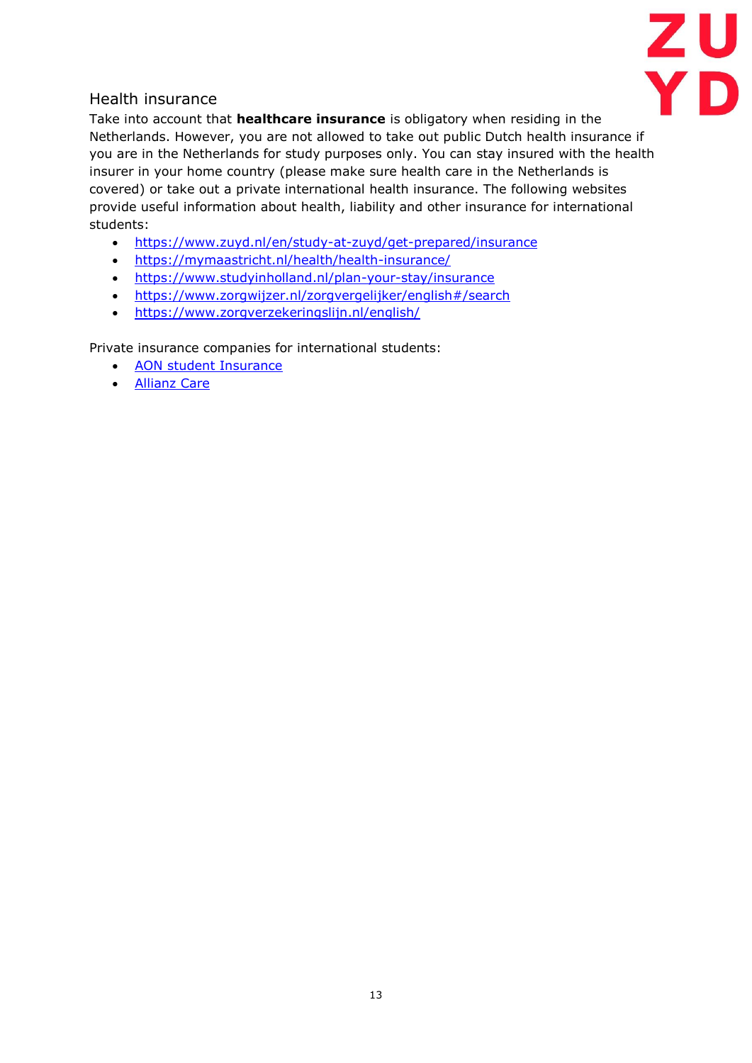## Health insurance

Take into account that **healthcare insurance** is obligatory when residing in the Netherlands. However, you are not allowed to take out public Dutch health insurance if you are in the Netherlands for study purposes only. You can stay insured with the health insurer in your home country (please make sure health care in the Netherlands is covered) or take out a private international health insurance. The following websites provide useful information about health, liability and other insurance for international students:

- https://www.zuyd.nl/en/study-at-zuyd/get-prepared/insurance
- https://mymaastricht.nl/health/health-insurance/
- https://www.studyinholland.nl/plan-your-stay/insurance
- https://www.zorgwijzer.nl/zorgvergelijker/english#/search
- https://www.zorgverzekeringslijn.nl/english/

Private insurance companies for international students:

- AON student Insurance
- Allianz Care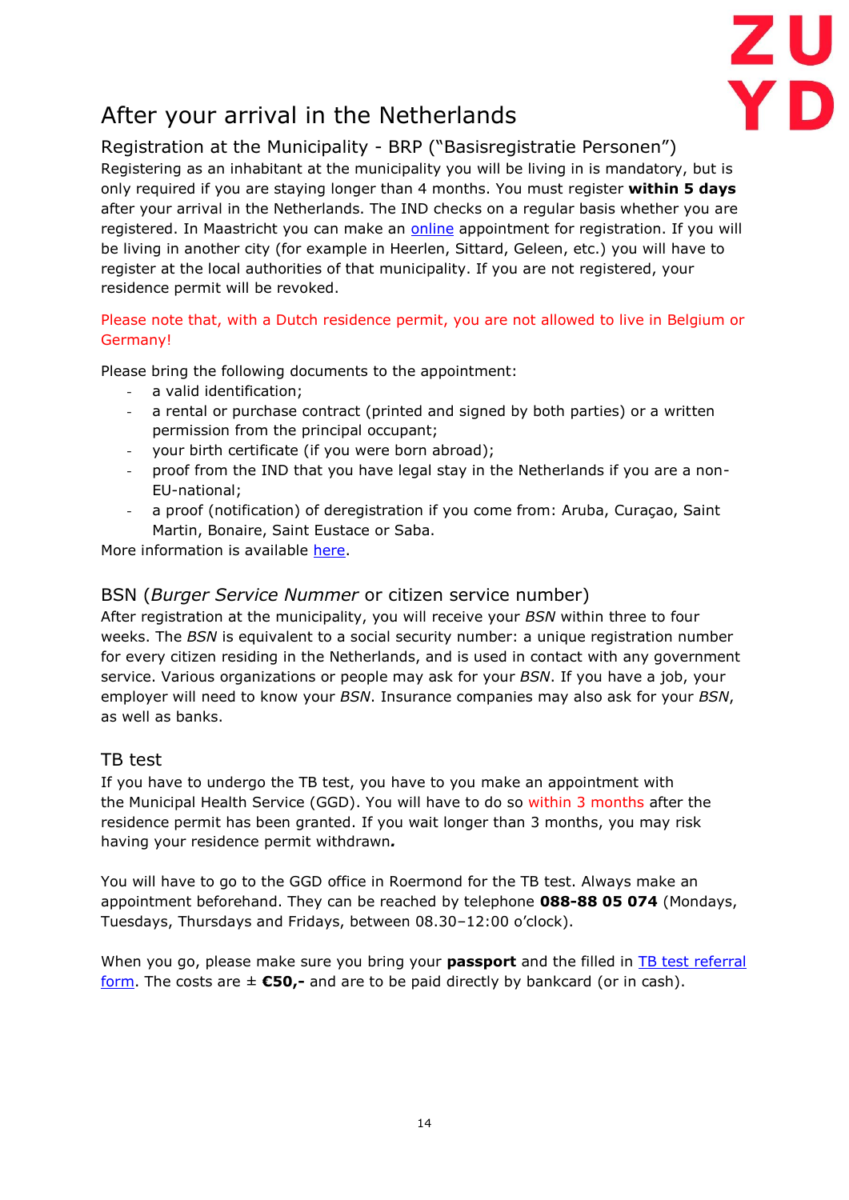# After your arrival in the Netherlands

## Registration at the Municipality - BRP ("Basisregistratie Personen")

Registering as an inhabitant at the municipality you will be living in is mandatory, but is only required if you are staying longer than 4 months. You must register **within 5 days** after your arrival in the Netherlands. The IND checks on a regular basis whether you are registered. In Maastricht you can make an online appointment for registration. If you will be living in another city (for example in Heerlen, Sittard, Geleen, etc.) you will have to register at the local authorities of that municipality. If you are not registered, your residence permit will be revoked.

Please note that, with a Dutch residence permit, you are not allowed to live in Belgium or Germany!

Please bring the following documents to the appointment:

- a valid identification;
- a rental or purchase contract (printed and signed by both parties) or a written permission from the principal occupant;
- your birth certificate (if you were born abroad);
- proof from the IND that you have legal stay in the Netherlands if you are a non-EU-national;
- a proof (notification) of deregistration if you come from: Aruba, Curaçao, Saint Martin, Bonaire, Saint Eustace or Saba.

More information is available here.

## BSN (*Burger Service Nummer* or citizen service number)

After registration at the municipality, you will receive your *BSN* within three to four weeks. The *BSN* is equivalent to a social security number: a unique registration number for every citizen residing in the Netherlands, and is used in contact with any government service. Various organizations or people may ask for your *BSN*. If you have a job, your employer will need to know your *BSN*. Insurance companies may also ask for your *BSN*, as well as banks.

## TB test

If you have to undergo the TB test, you have to you make an appointment with the Municipal Health Service (GGD). You will have to do so within 3 months after the residence permit has been granted. If you wait longer than 3 months, you may risk having your residence permit withdrawn.

You will have to go to the GGD office in Roermond for the TB test. Always make an appointment beforehand. They can be reached by telephone **088-88 05 074** (Mondays, Tuesdays, Thursdays and Fridays, between 08.30–12:00 o'clock).

When you go, please make sure you bring your **passport** and the filled in TB test referral form. The costs are ± **€50,-** and are to be paid directly by bankcard (or in cash).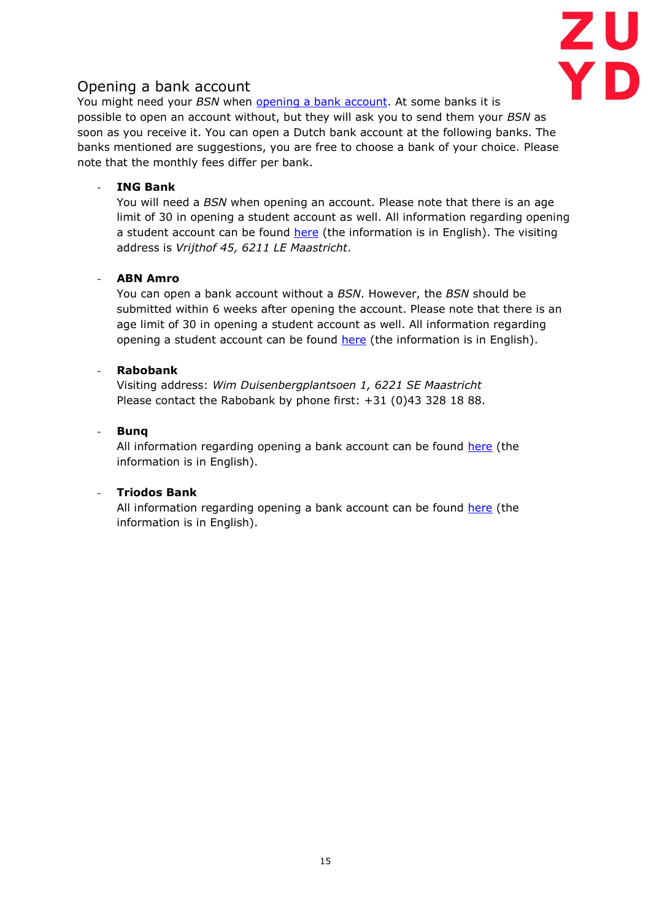## Opening a bank account

You might need your *BSN* when opening a bank account. At some banks it is possible to open an account without, but they will ask you to send them your *BSN* as soon as you receive it. You can open a Dutch bank account at the following banks. The banks mentioned are suggestions, you are free to choose a bank of your choice. Please note that the monthly fees differ per bank.

- **ING Bank**
  You will need a *BSN* when opening an account. Please note that there is an age limit of 30 in opening a student account as well. All information regarding opening a student account can be found here (the information is in English). The visiting address is *Vrijthof 45, 6211 LE Maastricht*.

- **ABN Amro**
  You can open a bank account without a *BSN*. However, the *BSN* should be submitted within 6 weeks after opening the account. Please note that there is an age limit of 30 in opening a student account as well. All information regarding opening a student account can be found here (the information is in English).

- **Rabobank**
  Visiting address: *Wim Duisenbergplantsoen 1, 6221 SE Maastricht*
  Please contact the Rabobank by phone first: +31 (0)43 328 18 88.

- **Bunq**
  All information regarding opening a bank account can be found here (the information is in English).

- **Triodos Bank**
  All information regarding opening a bank account can be found here (the information is in English).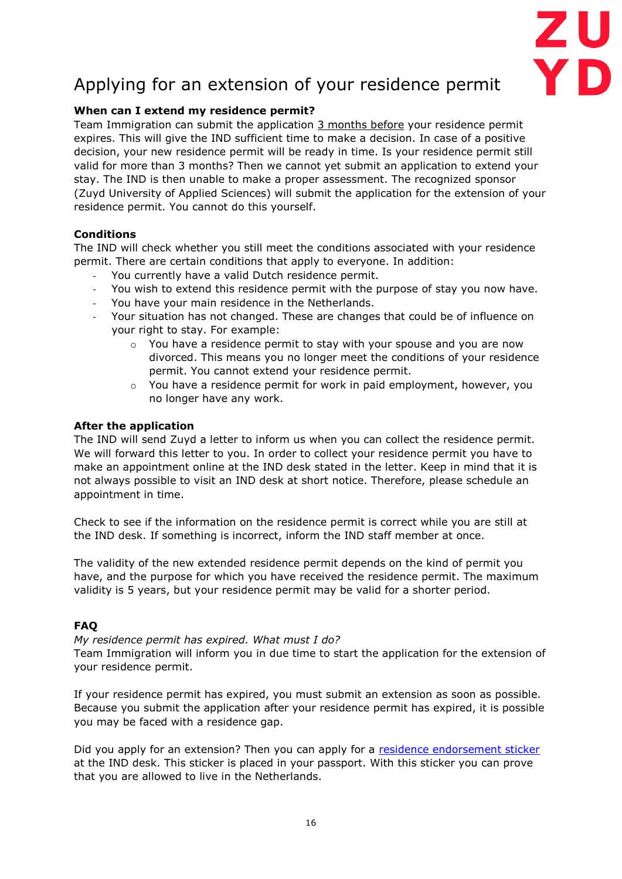# Applying for an extension of your residence permit

**When can I extend my residence permit?**
Team Immigration can submit the application 3 months before your residence permit expires. This will give the IND sufficient time to make a decision. In case of a positive decision, your new residence permit will be ready in time. Is your residence permit still valid for more than 3 months? Then we cannot yet submit an application to extend your stay. The IND is then unable to make a proper assessment. The recognized sponsor (Zuyd University of Applied Sciences) will submit the application for the extension of your residence permit. You cannot do this yourself.

**Conditions**
The IND will check whether you still meet the conditions associated with your residence permit. There are certain conditions that apply to everyone. In addition:

- You currently have a valid Dutch residence permit.
- You wish to extend this residence permit with the purpose of stay you now have.
- You have your main residence in the Netherlands.
- Your situation has not changed. These are changes that could be of influence on your right to stay. For example:
    - You have a residence permit to stay with your spouse and you are now divorced. This means you no longer meet the conditions of your residence permit. You cannot extend your residence permit.
    - You have a residence permit for work in paid employment, however, you no longer have any work.

**After the application**
The IND will send Zuyd a letter to inform us when you can collect the residence permit. We will forward this letter to you. In order to collect your residence permit you have to make an appointment online at the IND desk stated in the letter. Keep in mind that it is not always possible to visit an IND desk at short notice. Therefore, please schedule an appointment in time.

Check to see if the information on the residence permit is correct while you are still at the IND desk. If something is incorrect, inform the IND staff member at once.

The validity of the new extended residence permit depends on the kind of permit you have, and the purpose for which you have received the residence permit. The maximum validity is 5 years, but your residence permit may be valid for a shorter period.

**FAQ**

*My residence permit has expired. What must I do?*
Team Immigration will inform you in due time to start the application for the extension of your residence permit.

If your residence permit has expired, you must submit an extension as soon as possible. Because you submit the application after your residence permit has expired, it is possible you may be faced with a residence gap.

Did you apply for an extension? Then you can apply for a [residence endorsement sticker]() at the IND desk. This sticker is placed in your passport. With this sticker you can prove that you are allowed to live in the Netherlands.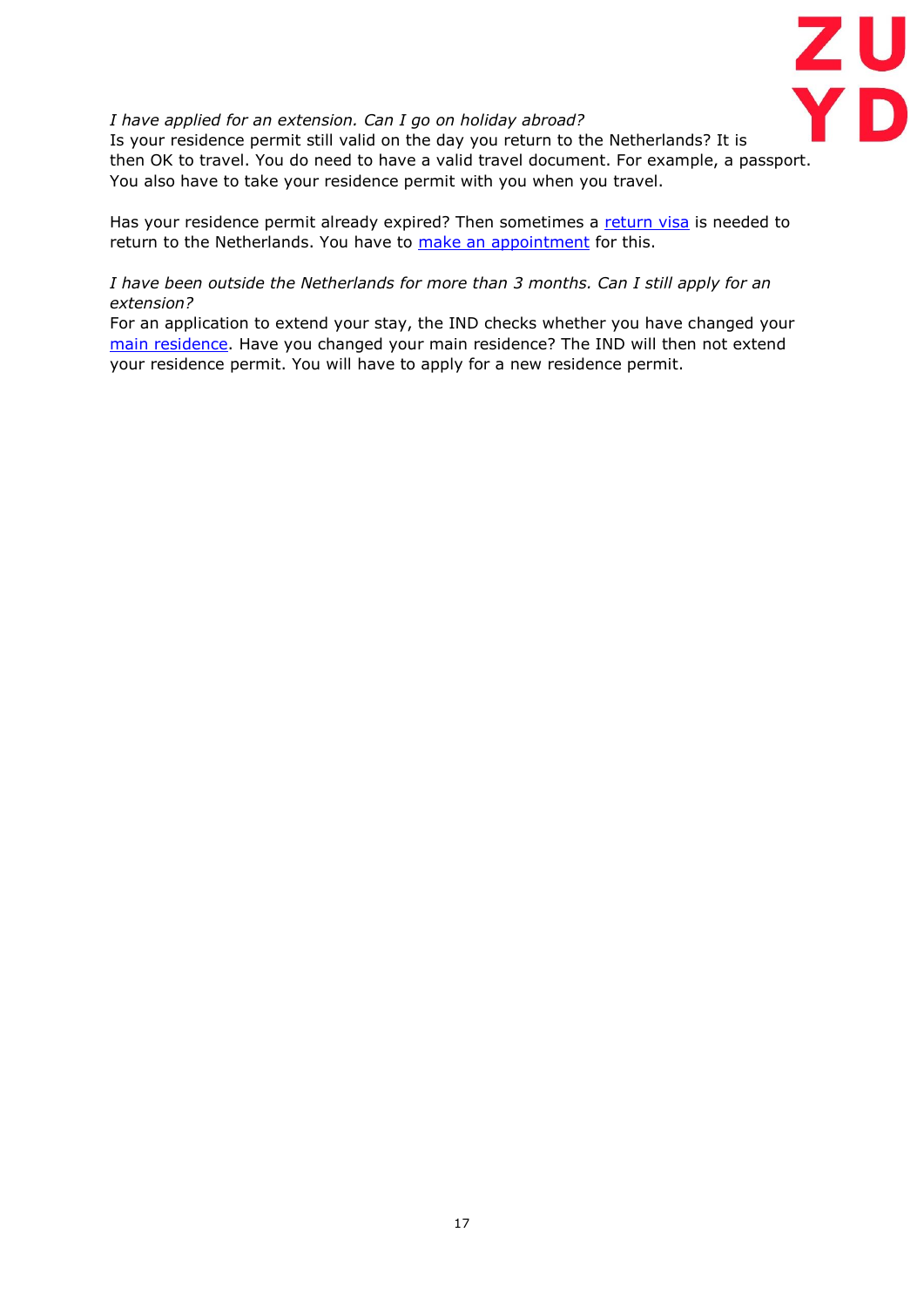*I have applied for an extension. Can I go on holiday abroad?*
Is your residence permit still valid on the day you return to the Netherlands? It is then OK to travel. You do need to have a valid travel document. For example, a passport. You also have to take your residence permit with you when you travel.

Has your residence permit already expired? Then sometimes a return visa is needed to return to the Netherlands. You have to make an appointment for this.

*I have been outside the Netherlands for more than 3 months. Can I still apply for an extension?*
For an application to extend your stay, the IND checks whether you have changed your main residence. Have you changed your main residence? The IND will then not extend your residence permit. You will have to apply for a new residence permit.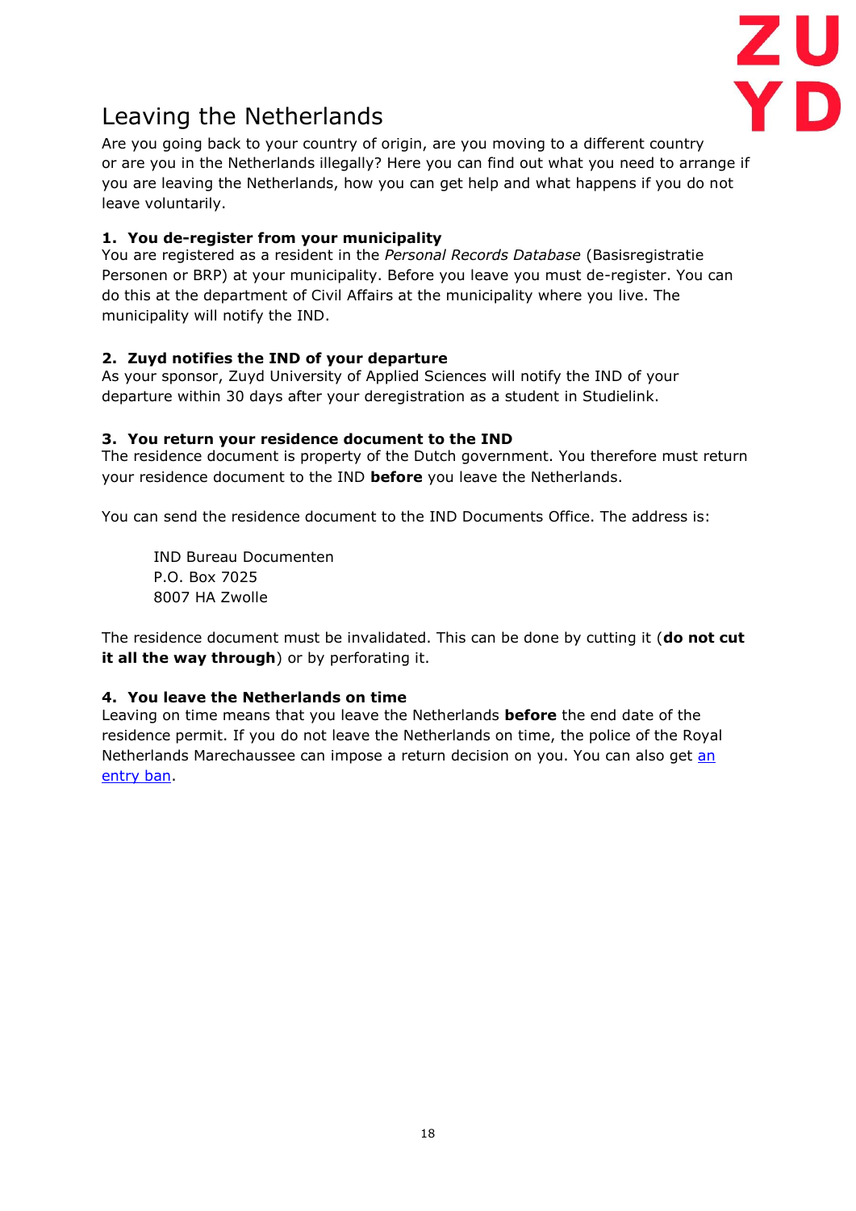# Leaving the Netherlands

Are you going back to your country of origin, are you moving to a different country or are you in the Netherlands illegally? Here you can find out what you need to arrange if you are leaving the Netherlands, how you can get help and what happens if you do not leave voluntarily.

### 1. You de-register from your municipality

You are registered as a resident in the *Personal Records Database* (Basisregistratie Personen or BRP) at your municipality. Before you leave you must de-register. You can do this at the department of Civil Affairs at the municipality where you live. The municipality will notify the IND.

### 2. Zuyd notifies the IND of your departure

As your sponsor, Zuyd University of Applied Sciences will notify the IND of your departure within 30 days after your deregistration as a student in Studielink.

### 3. You return your residence document to the IND

The residence document is property of the Dutch government. You therefore must return your residence document to the IND **before** you leave the Netherlands.

You can send the residence document to the IND Documents Office. The address is:

IND Bureau Documenten
P.O. Box 7025
8007 HA Zwolle

The residence document must be invalidated. This can be done by cutting it (**do not cut it all the way through**) or by perforating it.

### 4. You leave the Netherlands on time

Leaving on time means that you leave the Netherlands **before** the end date of the residence permit. If you do not leave the Netherlands on time, the police of the Royal Netherlands Marechaussee can impose a return decision on you. You can also get an entry ban.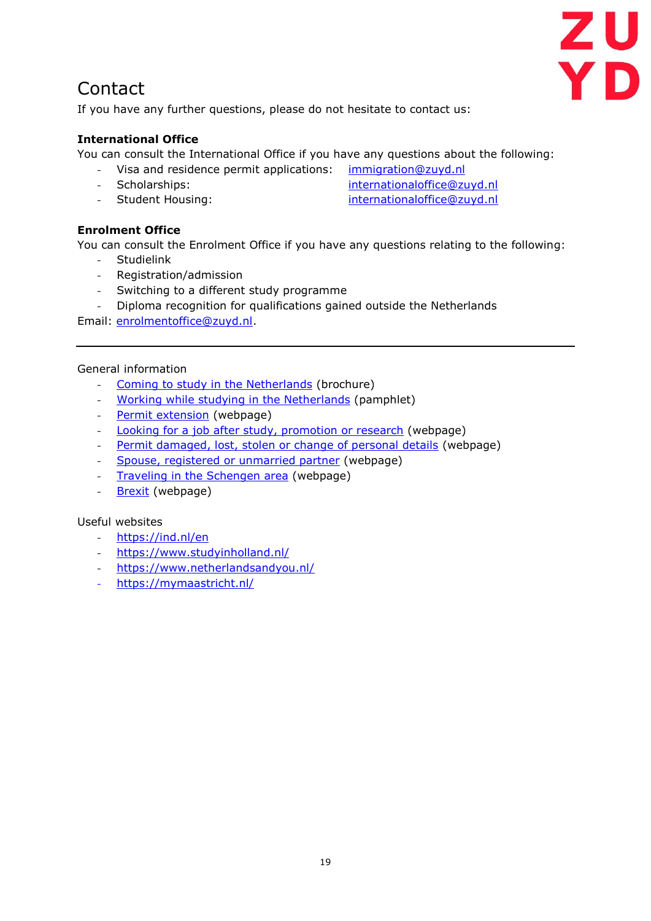# Contact

If you have any further questions, please do not hesitate to contact us:

**International Office**

You can consult the International Office if you have any questions about the following:

- Visa and residence permit applications: immigration@zuyd.nl
- Scholarships: internationaloffice@zuyd.nl
- Student Housing: internationaloffice@zuyd.nl

**Enrolment Office**

You can consult the Enrolment Office if you have any questions relating to the following:

- Studielink
- Registration/admission
- Switching to a different study programme
- Diploma recognition for qualifications gained outside the Netherlands

Email: enrolmentoffice@zuyd.nl.

---

General information

- Coming to study in the Netherlands (brochure)
- Working while studying in the Netherlands (pamphlet)
- Permit extension (webpage)
- Looking for a job after study, promotion or research (webpage)
- Permit damaged, lost, stolen or change of personal details (webpage)
- Spouse, registered or unmarried partner (webpage)
- Traveling in the Schengen area (webpage)
- Brexit (webpage)

Useful websites

- https://ind.nl/en
- https://www.studyinholland.nl/
- https://www.netherlandsandyou.nl/
- https://mymaastricht.nl/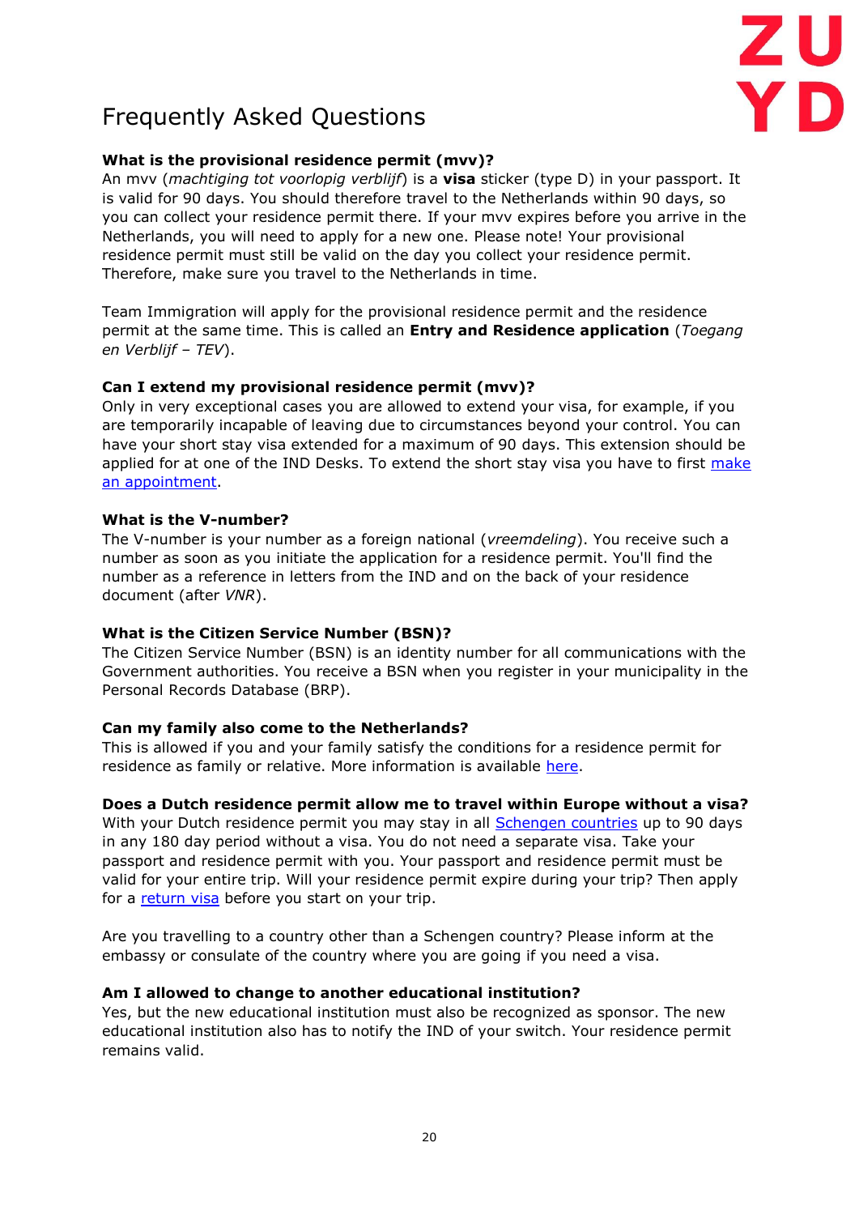# Frequently Asked Questions

**What is the provisional residence permit (mvv)?**
An mvv (*machtiging tot voorlopig verblijf*) is a **visa** sticker (type D) in your passport. It is valid for 90 days. You should therefore travel to the Netherlands within 90 days, so you can collect your residence permit there. If your mvv expires before you arrive in the Netherlands, you will need to apply for a new one. Please note! Your provisional residence permit must still be valid on the day you collect your residence permit. Therefore, make sure you travel to the Netherlands in time.

Team Immigration will apply for the provisional residence permit and the residence permit at the same time. This is called an **Entry and Residence application** (*Toegang en Verblijf – TEV*).

**Can I extend my provisional residence permit (mvv)?**
Only in very exceptional cases you are allowed to extend your visa, for example, if you are temporarily incapable of leaving due to circumstances beyond your control. You can have your short stay visa extended for a maximum of 90 days. This extension should be applied for at one of the IND Desks. To extend the short stay visa you have to first make an appointment.

**What is the V-number?**
The V-number is your number as a foreign national (*vreemdeling*). You receive such a number as soon as you initiate the application for a residence permit. You'll find the number as a reference in letters from the IND and on the back of your residence document (after *VNR*).

**What is the Citizen Service Number (BSN)?**
The Citizen Service Number (BSN) is an identity number for all communications with the Government authorities. You receive a BSN when you register in your municipality in the Personal Records Database (BRP).

**Can my family also come to the Netherlands?**
This is allowed if you and your family satisfy the conditions for a residence permit for residence as family or relative. More information is available here.

**Does a Dutch residence permit allow me to travel within Europe without a visa?**
With your Dutch residence permit you may stay in all Schengen countries up to 90 days in any 180 day period without a visa. You do not need a separate visa. Take your passport and residence permit with you. Your passport and residence permit must be valid for your entire trip. Will your residence permit expire during your trip? Then apply for a return visa before you start on your trip.

Are you travelling to a country other than a Schengen country? Please inform at the embassy or consulate of the country where you are going if you need a visa.

**Am I allowed to change to another educational institution?**
Yes, but the new educational institution must also be recognized as sponsor. The new educational institution also has to notify the IND of your switch. Your residence permit remains valid.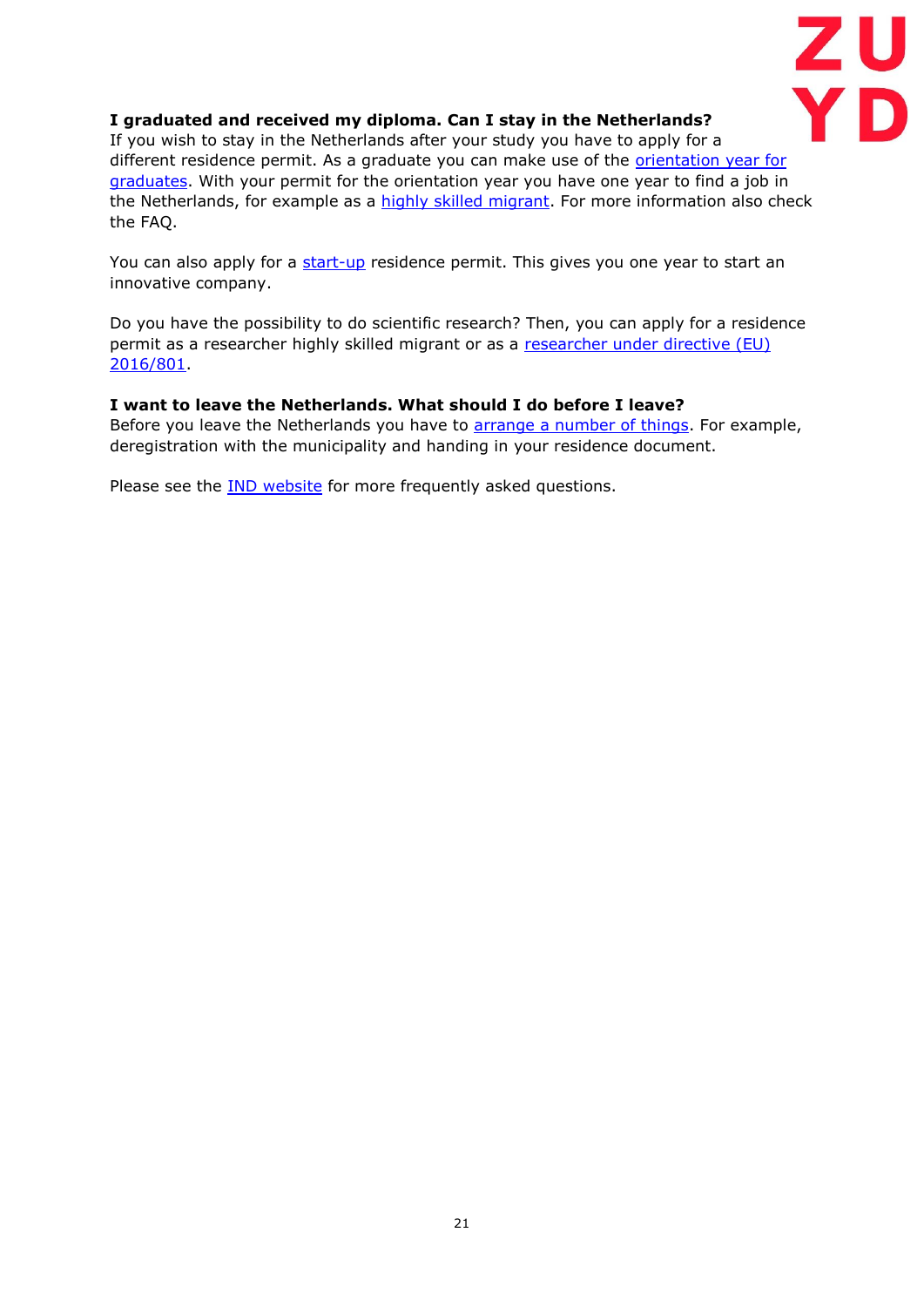**I graduated and received my diploma. Can I stay in the Netherlands?**
If you wish to stay in the Netherlands after your study you have to apply for a different residence permit. As a graduate you can make use of the orientation year for graduates. With your permit for the orientation year you have one year to find a job in the Netherlands, for example as a highly skilled migrant. For more information also check the FAQ.

You can also apply for a start-up residence permit. This gives you one year to start an innovative company.

Do you have the possibility to do scientific research? Then, you can apply for a residence permit as a researcher highly skilled migrant or as a researcher under directive (EU) 2016/801.

**I want to leave the Netherlands. What should I do before I leave?**
Before you leave the Netherlands you have to arrange a number of things. For example, deregistration with the municipality and handing in your residence document.

Please see the IND website for more frequently asked questions.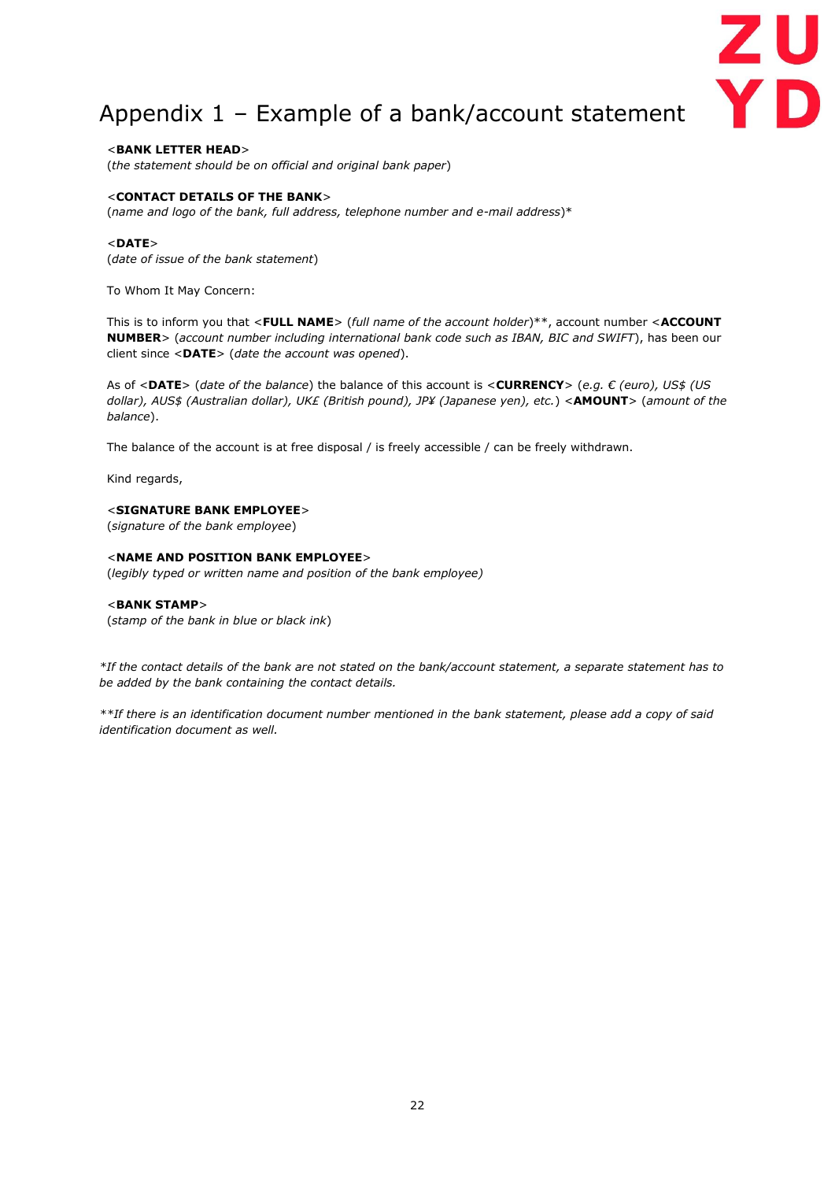# Appendix 1 – Example of a bank/account statement

<**BANK LETTER HEAD**>
(*the statement should be on official and original bank paper*)

<**CONTACT DETAILS OF THE BANK**>
(*name and logo of the bank, full address, telephone number and e-mail address*)*

<**DATE**>
(*date of issue of the bank statement*)

To Whom It May Concern:

This is to inform you that <**FULL NAME**> (*full name of the account holder*)**, account number <**ACCOUNT NUMBER**> (*account number including international bank code such as IBAN, BIC and SWIFT*), has been our client since <**DATE**> (*date the account was opened*).

As of <**DATE**> (*date of the balance*) the balance of this account is <**CURRENCY**> (*e.g. € (euro), US$ (US dollar), AUS$ (Australian dollar), UK£ (British pound), JP¥ (Japanese yen), etc.*) <**AMOUNT**> (*amount of the balance*).

The balance of the account is at free disposal / is freely accessible / can be freely withdrawn.

Kind regards,

<**SIGNATURE BANK EMPLOYEE**>
(*signature of the bank employee*)

<**NAME AND POSITION BANK EMPLOYEE**>
(*legibly typed or written name and position of the bank employee)*

<**BANK STAMP**>
(*stamp of the bank in blue or black ink*)

**If the contact details of the bank are not stated on the bank/account statement, a separate statement has to be added by the bank containing the contact details.*

***If there is an identification document number mentioned in the bank statement, please add a copy of said identification document as well.*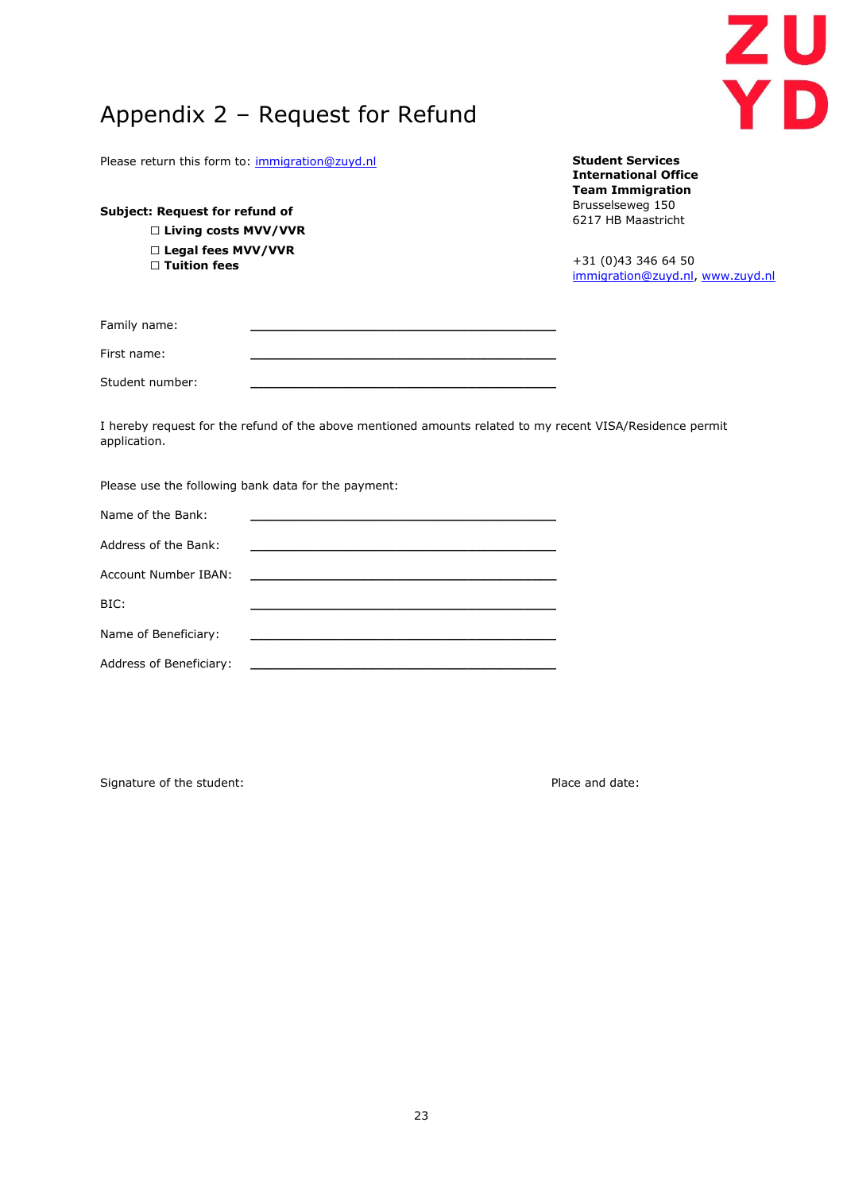ZU
YD

# Appendix 2 – Request for Refund

Please return this form to: immigration@zuyd.nl

**Student Services**
**International Office**
**Team Immigration**
Brusselseweg 150
6217 HB Maastricht

+31 (0)43 346 64 50
immigration@zuyd.nl, www.zuyd.nl

**Subject: Request for refund of**

- ☐ **Living costs MVV/VVR**
- ☐ **Legal fees MVV/VVR**
- ☐ **Tuition fees**

Family name: ___________________________________________

First name: ___________________________________________

Student number: ___________________________________________

I hereby request for the refund of the above mentioned amounts related to my recent VISA/Residence permit application.

Please use the following bank data for the payment:

Name of the Bank: ___________________________________________

Address of the Bank: ___________________________________________

Account Number IBAN: ___________________________________________

BIC: ___________________________________________

Name of Beneficiary: ___________________________________________

Address of Beneficiary: ___________________________________________

Signature of the student:

Place and date: